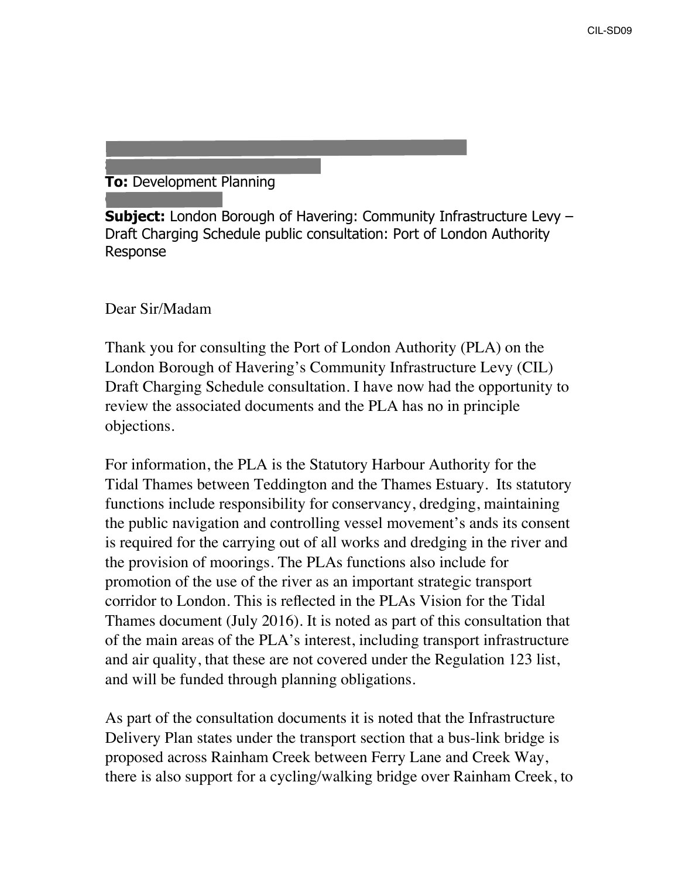**To:** Development Planning

**Subject:** London Borough of Havering: Community Infrastructure Levy – Draft Charging Schedule public consultation: Port of London Authority Response

Dear Sir/Madam

Thank you for consulting the Port of London Authority (PLA) on the London Borough of Havering's Community Infrastructure Levy (CIL) Draft Charging Schedule consultation. I have now had the opportunity to review the associated documents and the PLA has no in principle objections.

For information, the PLA is the Statutory Harbour Authority for the Tidal Thames between Teddington and the Thames Estuary. Its statutory functions include responsibility for conservancy, dredging, maintaining the public navigation and controlling vessel movement's ands its consent is required for the carrying out of all works and dredging in the river and the provision of moorings. The PLAs functions also include for promotion of the use of the river as an important strategic transport corridor to London. This is reflected in the PLAs Vision for the Tidal Thames document (July 2016). It is noted as part of this consultation that of the main areas of the PLA's interest, including transport infrastructure and air quality, that these are not covered under the Regulation 123 list, and will be funded through planning obligations.

As part of the consultation documents it is noted that the Infrastructure Delivery Plan states under the transport section that a bus-link bridge is proposed across Rainham Creek between Ferry Lane and Creek Way, there is also support for a cycling/walking bridge over Rainham Creek, to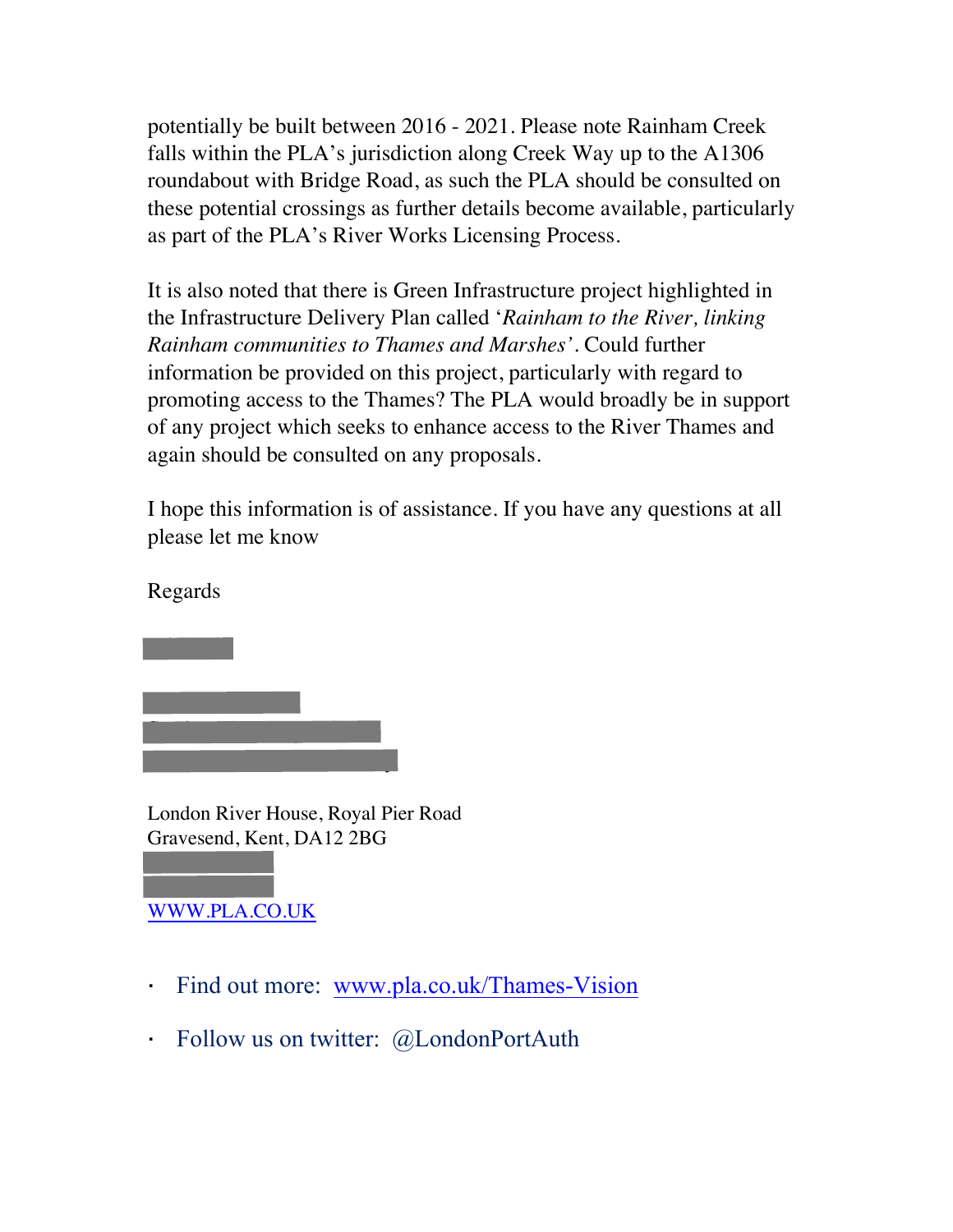potentially be built between 2016 - 2021. Please note Rainham Creek falls within the PLA's jurisdiction along Creek Way up to the A1306 roundabout with Bridge Road, as such the PLA should be consulted on these potential crossings as further details become available, particularly as part of the PLA's River Works Licensing Process.

It is also noted that there is Green Infrastructure project highlighted in the Infrastructure Delivery Plan called '*Rainham to the River, linking Rainham communities to Thames and Marshes*'. Could further information be provided on this project, particularly with regard to promoting access to the Thames? The PLA would broadly be in support of any project which seeks to enhance access to the River Thames and again should be consulted on any proposals.

I hope this information is of assistance. If you have any questions at all please let me know

Regards

London River House, Royal Pier Road
Gravesend, Kent, DA12 2BG

[WWW.PLA.CO.UK](http://WWW.PLA.CO.UK)

- Find out more: [www.pla.co.uk/Thames-Vision](http://www.pla.co.uk/Thames-Vision)
- Follow us on twitter: @LondonPortAuth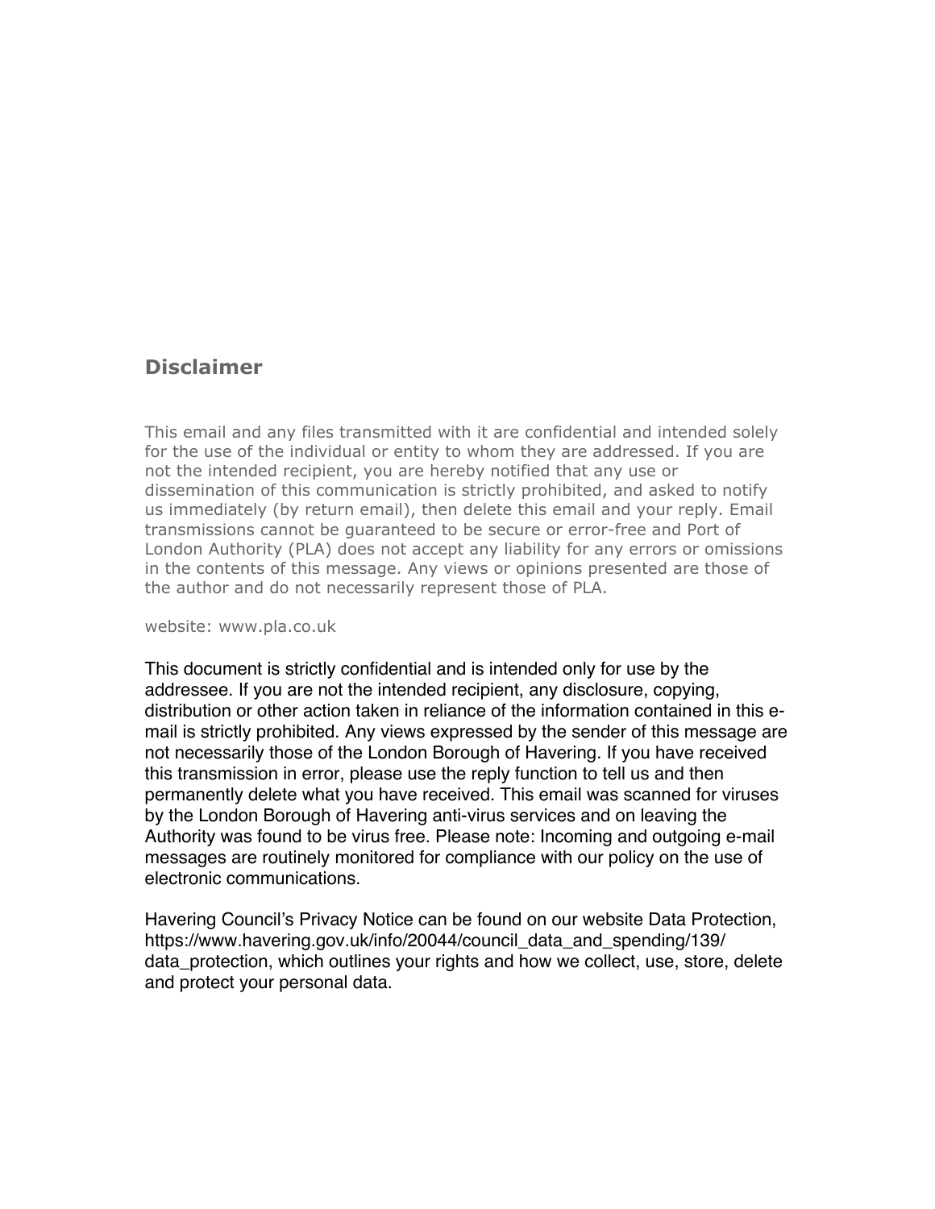## Disclaimer

This email and any files transmitted with it are confidential and intended solely for the use of the individual or entity to whom they are addressed. If you are not the intended recipient, you are hereby notified that any use or dissemination of this communication is strictly prohibited, and asked to notify us immediately (by return email), then delete this email and your reply. Email transmissions cannot be guaranteed to be secure or error-free and Port of London Authority (PLA) does not accept any liability for any errors or omissions in the contents of this message. Any views or opinions presented are those of the author and do not necessarily represent those of PLA.

website: www.pla.co.uk

This document is strictly confidential and is intended only for use by the addressee. If you are not the intended recipient, any disclosure, copying, distribution or other action taken in reliance of the information contained in this e-mail is strictly prohibited. Any views expressed by the sender of this message are not necessarily those of the London Borough of Havering. If you have received this transmission in error, please use the reply function to tell us and then permanently delete what you have received. This email was scanned for viruses by the London Borough of Havering anti-virus services and on leaving the Authority was found to be virus free. Please note: Incoming and outgoing e-mail messages are routinely monitored for compliance with our policy on the use of electronic communications.

Havering Council's Privacy Notice can be found on our website Data Protection, https://www.havering.gov.uk/info/20044/council_data_and_spending/139/data_protection, which outlines your rights and how we collect, use, store, delete and protect your personal data.